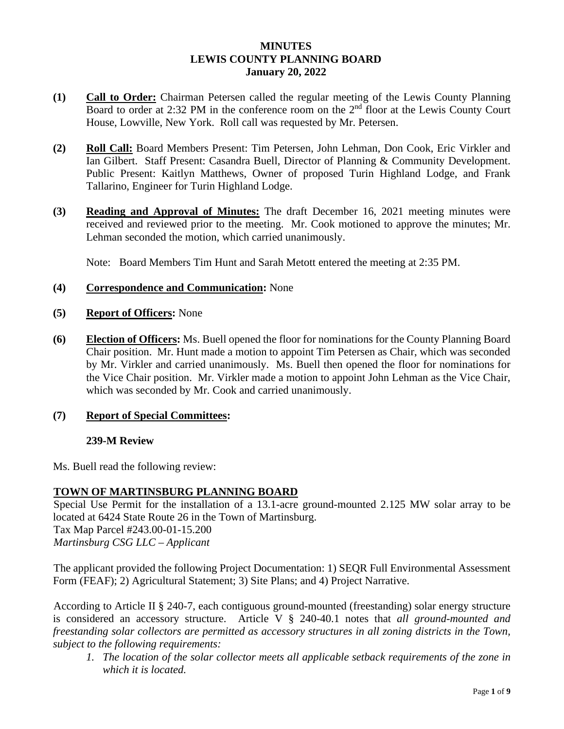# MINUTES
# LEWIS COUNTY PLANNING BOARD
# January 20, 2022

**(1)** **Call to Order:** Chairman Petersen called the regular meeting of the Lewis County Planning Board to order at 2:32 PM in the conference room on the 2nd floor at the Lewis County Court House, Lowville, New York. Roll call was requested by Mr. Petersen.

**(2)** **Roll Call:** Board Members Present: Tim Petersen, John Lehman, Don Cook, Eric Virkler and Ian Gilbert. Staff Present: Casandra Buell, Director of Planning & Community Development. Public Present: Kaitlyn Matthews, Owner of proposed Turin Highland Lodge, and Frank Tallarino, Engineer for Turin Highland Lodge.

**(3)** **Reading and Approval of Minutes:** The draft December 16, 2021 meeting minutes were received and reviewed prior to the meeting. Mr. Cook motioned to approve the minutes; Mr. Lehman seconded the motion, which carried unanimously.

Note: Board Members Tim Hunt and Sarah Metott entered the meeting at 2:35 PM.

**(4)** **Correspondence and Communication:** None

**(5)** **Report of Officers:** None

**(6)** **Election of Officers:** Ms. Buell opened the floor for nominations for the County Planning Board Chair position. Mr. Hunt made a motion to appoint Tim Petersen as Chair, which was seconded by Mr. Virkler and carried unanimously. Ms. Buell then opened the floor for nominations for the Vice Chair position. Mr. Virkler made a motion to appoint John Lehman as the Vice Chair, which was seconded by Mr. Cook and carried unanimously.

**(7)** **Report of Special Committees:**

**239-M Review**

Ms. Buell read the following review:

## TOWN OF MARTINSBURG PLANNING BOARD

Special Use Permit for the installation of a 13.1-acre ground-mounted 2.125 MW solar array to be located at 6424 State Route 26 in the Town of Martinsburg.
Tax Map Parcel #243.00-01-15.200
*Martinsburg CSG LLC – Applicant*

The applicant provided the following Project Documentation: 1) SEQR Full Environmental Assessment Form (FEAF); 2) Agricultural Statement; 3) Site Plans; and 4) Project Narrative.

According to Article II § 240-7, each contiguous ground-mounted (freestanding) solar energy structure is considered an accessory structure. Article V § 240-40.1 notes that *all ground-mounted and freestanding solar collectors are permitted as accessory structures in all zoning districts in the Town, subject to the following requirements:*

1. *The location of the solar collector meets all applicable setback requirements of the zone in which it is located.*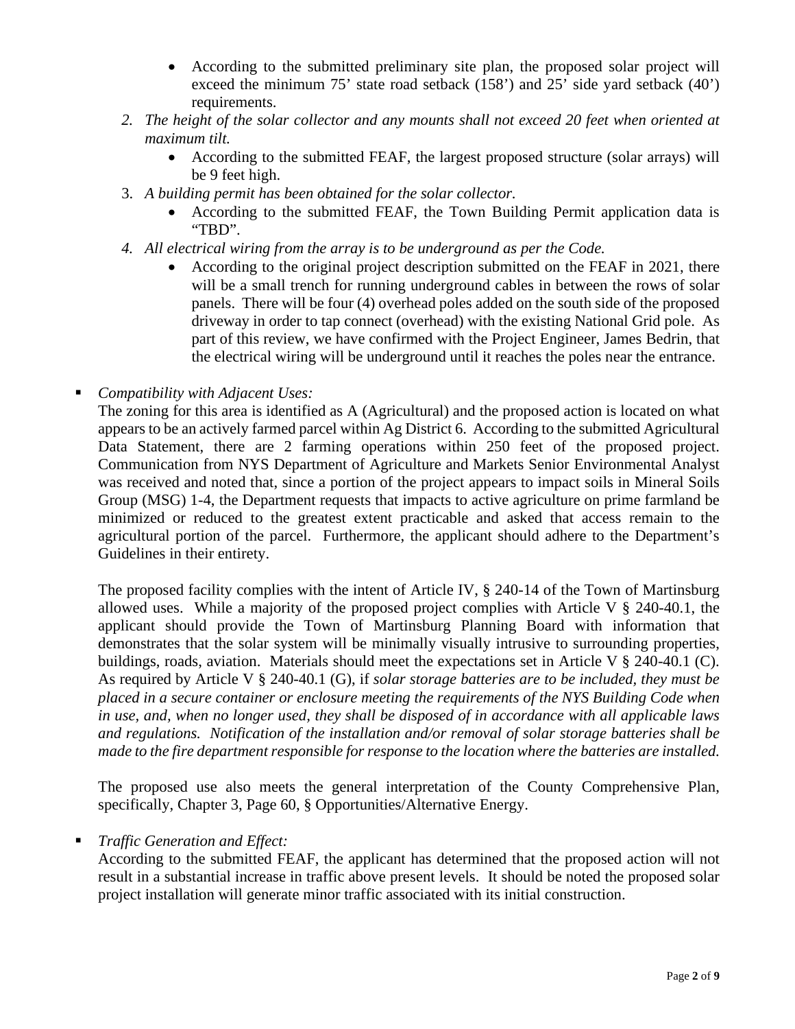- According to the submitted preliminary site plan, the proposed solar project will exceed the minimum 75' state road setback (158') and 25' side yard setback (40') requirements.

2. *The height of the solar collector and any mounts shall not exceed 20 feet when oriented at maximum tilt.*
   - According to the submitted FEAF, the largest proposed structure (solar arrays) will be 9 feet high.
3. *A building permit has been obtained for the solar collector.*
   - According to the submitted FEAF, the Town Building Permit application data is "TBD".
4. *All electrical wiring from the array is to be underground as per the Code.*
   - According to the original project description submitted on the FEAF in 2021, there will be a small trench for running underground cables in between the rows of solar panels. There will be four (4) overhead poles added on the south side of the proposed driveway in order to tap connect (overhead) with the existing National Grid pole. As part of this review, we have confirmed with the Project Engineer, James Bedrin, that the electrical wiring will be underground until it reaches the poles near the entrance.

- *Compatibility with Adjacent Uses:*

  The zoning for this area is identified as A (Agricultural) and the proposed action is located on what appears to be an actively farmed parcel within Ag District 6. According to the submitted Agricultural Data Statement, there are 2 farming operations within 250 feet of the proposed project. Communication from NYS Department of Agriculture and Markets Senior Environmental Analyst was received and noted that, since a portion of the project appears to impact soils in Mineral Soils Group (MSG) 1-4, the Department requests that impacts to active agriculture on prime farmland be minimized or reduced to the greatest extent practicable and asked that access remain to the agricultural portion of the parcel. Furthermore, the applicant should adhere to the Department's Guidelines in their entirety.

  The proposed facility complies with the intent of Article IV, § 240-14 of the Town of Martinsburg allowed uses. While a majority of the proposed project complies with Article V § 240-40.1, the applicant should provide the Town of Martinsburg Planning Board with information that demonstrates that the solar system will be minimally visually intrusive to surrounding properties, buildings, roads, aviation. Materials should meet the expectations set in Article V § 240-40.1 (C). As required by Article V § 240-40.1 (G), if *solar storage batteries are to be included, they must be placed in a secure container or enclosure meeting the requirements of the NYS Building Code when in use, and, when no longer used, they shall be disposed of in accordance with all applicable laws and regulations. Notification of the installation and/or removal of solar storage batteries shall be made to the fire department responsible for response to the location where the batteries are installed.*

  The proposed use also meets the general interpretation of the County Comprehensive Plan, specifically, Chapter 3, Page 60, § Opportunities/Alternative Energy.

- *Traffic Generation and Effect:*

  According to the submitted FEAF, the applicant has determined that the proposed action will not result in a substantial increase in traffic above present levels. It should be noted the proposed solar project installation will generate minor traffic associated with its initial construction.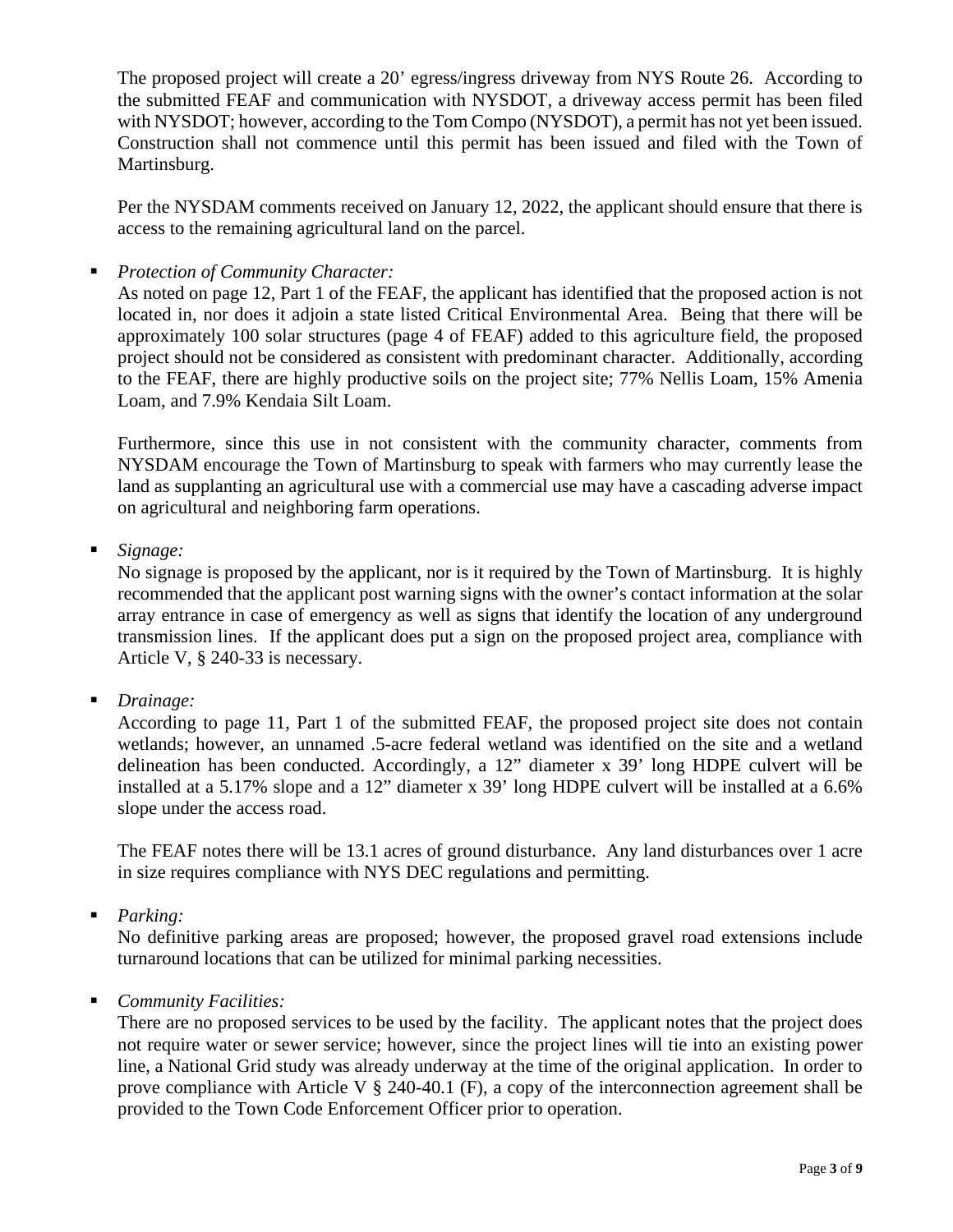The proposed project will create a 20' egress/ingress driveway from NYS Route 26. According to the submitted FEAF and communication with NYSDOT, a driveway access permit has been filed with NYSDOT; however, according to the Tom Compo (NYSDOT), a permit has not yet been issued. Construction shall not commence until this permit has been issued and filed with the Town of Martinsburg.

Per the NYSDAM comments received on January 12, 2022, the applicant should ensure that there is access to the remaining agricultural land on the parcel.

- *Protection of Community Character:*
  As noted on page 12, Part 1 of the FEAF, the applicant has identified that the proposed action is not located in, nor does it adjoin a state listed Critical Environmental Area. Being that there will be approximately 100 solar structures (page 4 of FEAF) added to this agriculture field, the proposed project should not be considered as consistent with predominant character. Additionally, according to the FEAF, there are highly productive soils on the project site; 77% Nellis Loam, 15% Amenia Loam, and 7.9% Kendaia Silt Loam.

  Furthermore, since this use in not consistent with the community character, comments from NYSDAM encourage the Town of Martinsburg to speak with farmers who may currently lease the land as supplanting an agricultural use with a commercial use may have a cascading adverse impact on agricultural and neighboring farm operations.

- *Signage:*
  No signage is proposed by the applicant, nor is it required by the Town of Martinsburg. It is highly recommended that the applicant post warning signs with the owner's contact information at the solar array entrance in case of emergency as well as signs that identify the location of any underground transmission lines. If the applicant does put a sign on the proposed project area, compliance with Article V, § 240-33 is necessary.

- *Drainage:*
  According to page 11, Part 1 of the submitted FEAF, the proposed project site does not contain wetlands; however, an unnamed .5-acre federal wetland was identified on the site and a wetland delineation has been conducted. Accordingly, a 12" diameter x 39' long HDPE culvert will be installed at a 5.17% slope and a 12" diameter x 39' long HDPE culvert will be installed at a 6.6% slope under the access road.

  The FEAF notes there will be 13.1 acres of ground disturbance. Any land disturbances over 1 acre in size requires compliance with NYS DEC regulations and permitting.

- *Parking:*
  No definitive parking areas are proposed; however, the proposed gravel road extensions include turnaround locations that can be utilized for minimal parking necessities.

- *Community Facilities:*
  There are no proposed services to be used by the facility. The applicant notes that the project does not require water or sewer service; however, since the project lines will tie into an existing power line, a National Grid study was already underway at the time of the original application. In order to prove compliance with Article V § 240-40.1 (F), a copy of the interconnection agreement shall be provided to the Town Code Enforcement Officer prior to operation.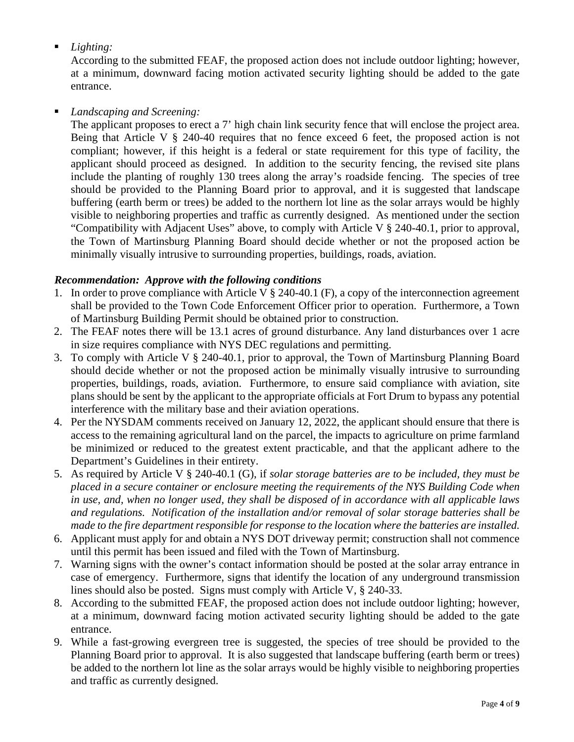- *Lighting:*

  According to the submitted FEAF, the proposed action does not include outdoor lighting; however, at a minimum, downward facing motion activated security lighting should be added to the gate entrance.

- *Landscaping and Screening:*

  The applicant proposes to erect a 7' high chain link security fence that will enclose the project area. Being that Article V § 240-40 requires that no fence exceed 6 feet, the proposed action is not compliant; however, if this height is a federal or state requirement for this type of facility, the applicant should proceed as designed. In addition to the security fencing, the revised site plans include the planting of roughly 130 trees along the array's roadside fencing. The species of tree should be provided to the Planning Board prior to approval, and it is suggested that landscape buffering (earth berm or trees) be added to the northern lot line as the solar arrays would be highly visible to neighboring properties and traffic as currently designed. As mentioned under the section "Compatibility with Adjacent Uses" above, to comply with Article V § 240-40.1, prior to approval, the Town of Martinsburg Planning Board should decide whether or not the proposed action be minimally visually intrusive to surrounding properties, buildings, roads, aviation.

***Recommendation: Approve with the following conditions***

1. In order to prove compliance with Article V § 240-40.1 (F), a copy of the interconnection agreement shall be provided to the Town Code Enforcement Officer prior to operation. Furthermore, a Town of Martinsburg Building Permit should be obtained prior to construction.
2. The FEAF notes there will be 13.1 acres of ground disturbance. Any land disturbances over 1 acre in size requires compliance with NYS DEC regulations and permitting.
3. To comply with Article V § 240-40.1, prior to approval, the Town of Martinsburg Planning Board should decide whether or not the proposed action be minimally visually intrusive to surrounding properties, buildings, roads, aviation. Furthermore, to ensure said compliance with aviation, site plans should be sent by the applicant to the appropriate officials at Fort Drum to bypass any potential interference with the military base and their aviation operations.
4. Per the NYSDAM comments received on January 12, 2022, the applicant should ensure that there is access to the remaining agricultural land on the parcel, the impacts to agriculture on prime farmland be minimized or reduced to the greatest extent practicable, and that the applicant adhere to the Department's Guidelines in their entirety.
5. As required by Article V § 240-40.1 (G), if *solar storage batteries are to be included, they must be placed in a secure container or enclosure meeting the requirements of the NYS Building Code when in use, and, when no longer used, they shall be disposed of in accordance with all applicable laws and regulations. Notification of the installation and/or removal of solar storage batteries shall be made to the fire department responsible for response to the location where the batteries are installed.*
6. Applicant must apply for and obtain a NYS DOT driveway permit; construction shall not commence until this permit has been issued and filed with the Town of Martinsburg.
7. Warning signs with the owner's contact information should be posted at the solar array entrance in case of emergency. Furthermore, signs that identify the location of any underground transmission lines should also be posted. Signs must comply with Article V, § 240-33.
8. According to the submitted FEAF, the proposed action does not include outdoor lighting; however, at a minimum, downward facing motion activated security lighting should be added to the gate entrance.
9. While a fast-growing evergreen tree is suggested, the species of tree should be provided to the Planning Board prior to approval. It is also suggested that landscape buffering (earth berm or trees) be added to the northern lot line as the solar arrays would be highly visible to neighboring properties and traffic as currently designed.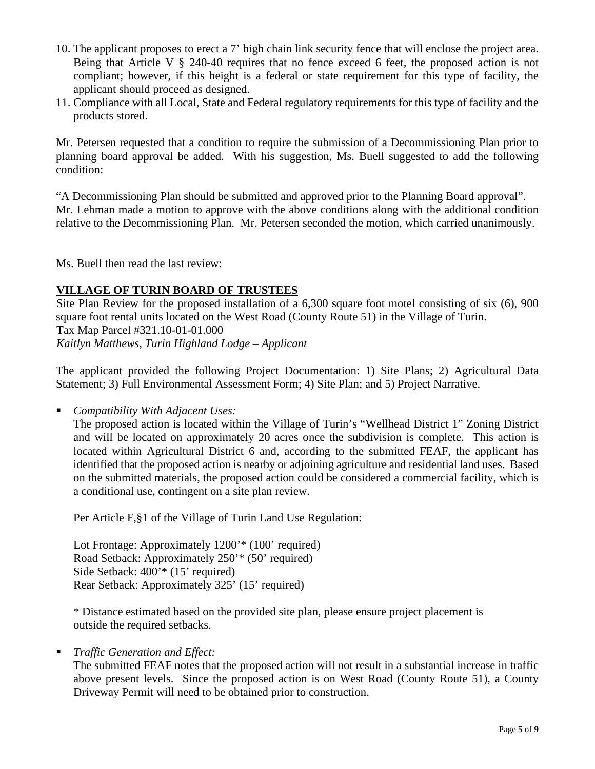10. The applicant proposes to erect a 7' high chain link security fence that will enclose the project area. Being that Article V § 240-40 requires that no fence exceed 6 feet, the proposed action is not compliant; however, if this height is a federal or state requirement for this type of facility, the applicant should proceed as designed.
11. Compliance with all Local, State and Federal regulatory requirements for this type of facility and the products stored.

Mr. Petersen requested that a condition to require the submission of a Decommissioning Plan prior to planning board approval be added. With his suggestion, Ms. Buell suggested to add the following condition:

"A Decommissioning Plan should be submitted and approved prior to the Planning Board approval". Mr. Lehman made a motion to approve with the above conditions along with the additional condition relative to the Decommissioning Plan. Mr. Petersen seconded the motion, which carried unanimously.

Ms. Buell then read the last review:

**VILLAGE OF TURIN BOARD OF TRUSTEES**

Site Plan Review for the proposed installation of a 6,300 square foot motel consisting of six (6), 900 square foot rental units located on the West Road (County Route 51) in the Village of Turin.
Tax Map Parcel #321.10-01-01.000
*Kaitlyn Matthews, Turin Highland Lodge – Applicant*

The applicant provided the following Project Documentation: 1) Site Plans; 2) Agricultural Data Statement; 3) Full Environmental Assessment Form; 4) Site Plan; and 5) Project Narrative.

- *Compatibility With Adjacent Uses:*
  The proposed action is located within the Village of Turin's "Wellhead District 1" Zoning District and will be located on approximately 20 acres once the subdivision is complete. This action is located within Agricultural District 6 and, according to the submitted FEAF, the applicant has identified that the proposed action is nearby or adjoining agriculture and residential land uses. Based on the submitted materials, the proposed action could be considered a commercial facility, which is a conditional use, contingent on a site plan review.

  Per Article F,§1 of the Village of Turin Land Use Regulation:

  Lot Frontage: Approximately 1200'* (100' required)
  Road Setback: Approximately 250'* (50' required)
  Side Setback: 400'* (15' required)
  Rear Setback: Approximately 325' (15' required)

  \* Distance estimated based on the provided site plan, please ensure project placement is outside the required setbacks.

- *Traffic Generation and Effect:*
  The submitted FEAF notes that the proposed action will not result in a substantial increase in traffic above present levels. Since the proposed action is on West Road (County Route 51), a County Driveway Permit will need to be obtained prior to construction.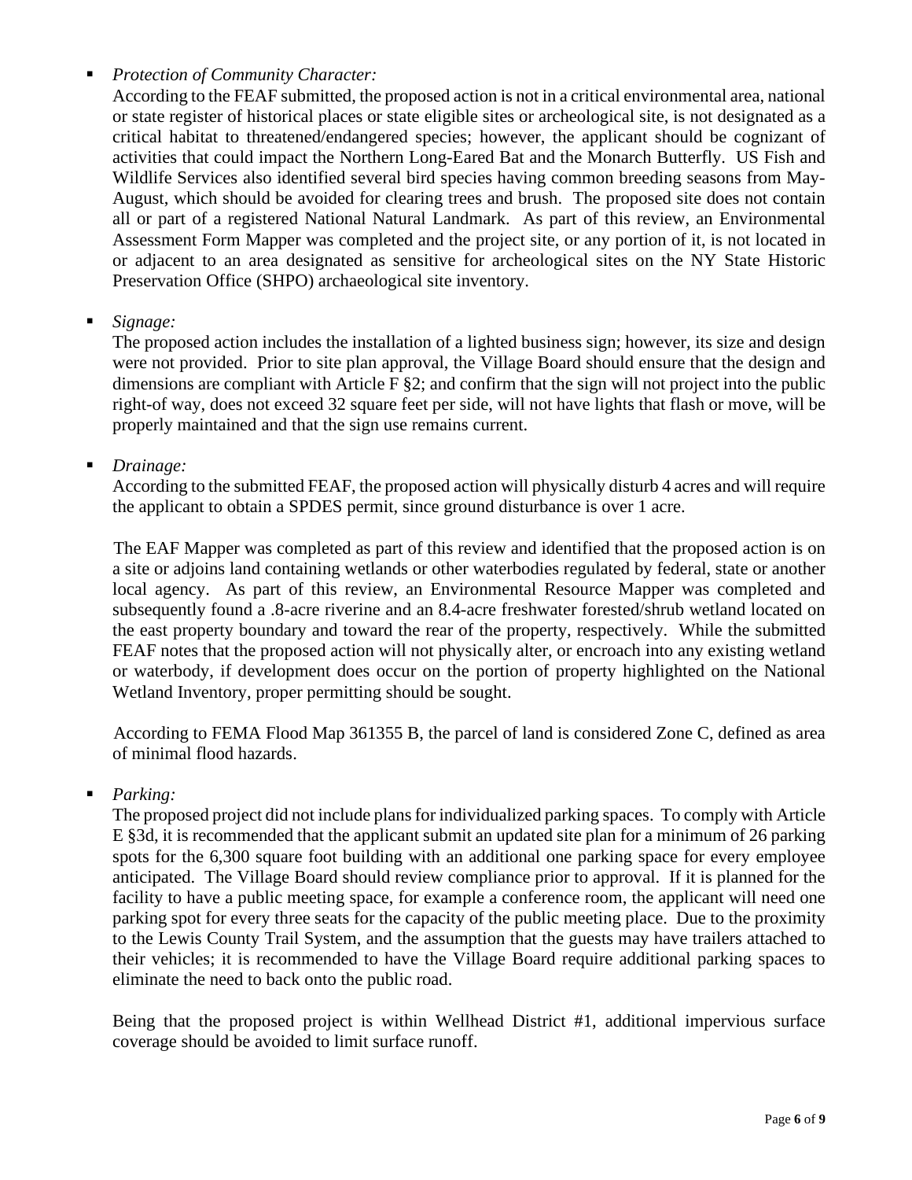- *Protection of Community Character:*

  According to the FEAF submitted, the proposed action is not in a critical environmental area, national or state register of historical places or state eligible sites or archeological site, is not designated as a critical habitat to threatened/endangered species; however, the applicant should be cognizant of activities that could impact the Northern Long-Eared Bat and the Monarch Butterfly. US Fish and Wildlife Services also identified several bird species having common breeding seasons from May-August, which should be avoided for clearing trees and brush. The proposed site does not contain all or part of a registered National Natural Landmark. As part of this review, an Environmental Assessment Form Mapper was completed and the project site, or any portion of it, is not located in or adjacent to an area designated as sensitive for archeological sites on the NY State Historic Preservation Office (SHPO) archaeological site inventory.

- *Signage:*

  The proposed action includes the installation of a lighted business sign; however, its size and design were not provided. Prior to site plan approval, the Village Board should ensure that the design and dimensions are compliant with Article F §2; and confirm that the sign will not project into the public right-of way, does not exceed 32 square feet per side, will not have lights that flash or move, will be properly maintained and that the sign use remains current.

- *Drainage:*

  According to the submitted FEAF, the proposed action will physically disturb 4 acres and will require the applicant to obtain a SPDES permit, since ground disturbance is over 1 acre.

  The EAF Mapper was completed as part of this review and identified that the proposed action is on a site or adjoins land containing wetlands or other waterbodies regulated by federal, state or another local agency. As part of this review, an Environmental Resource Mapper was completed and subsequently found a .8-acre riverine and an 8.4-acre freshwater forested/shrub wetland located on the east property boundary and toward the rear of the property, respectively. While the submitted FEAF notes that the proposed action will not physically alter, or encroach into any existing wetland or waterbody, if development does occur on the portion of property highlighted on the National Wetland Inventory, proper permitting should be sought.

  According to FEMA Flood Map 361355 B, the parcel of land is considered Zone C, defined as area of minimal flood hazards.

- *Parking:*

  The proposed project did not include plans for individualized parking spaces. To comply with Article E §3d, it is recommended that the applicant submit an updated site plan for a minimum of 26 parking spots for the 6,300 square foot building with an additional one parking space for every employee anticipated. The Village Board should review compliance prior to approval. If it is planned for the facility to have a public meeting space, for example a conference room, the applicant will need one parking spot for every three seats for the capacity of the public meeting place. Due to the proximity to the Lewis County Trail System, and the assumption that the guests may have trailers attached to their vehicles; it is recommended to have the Village Board require additional parking spaces to eliminate the need to back onto the public road.

  Being that the proposed project is within Wellhead District #1, additional impervious surface coverage should be avoided to limit surface runoff.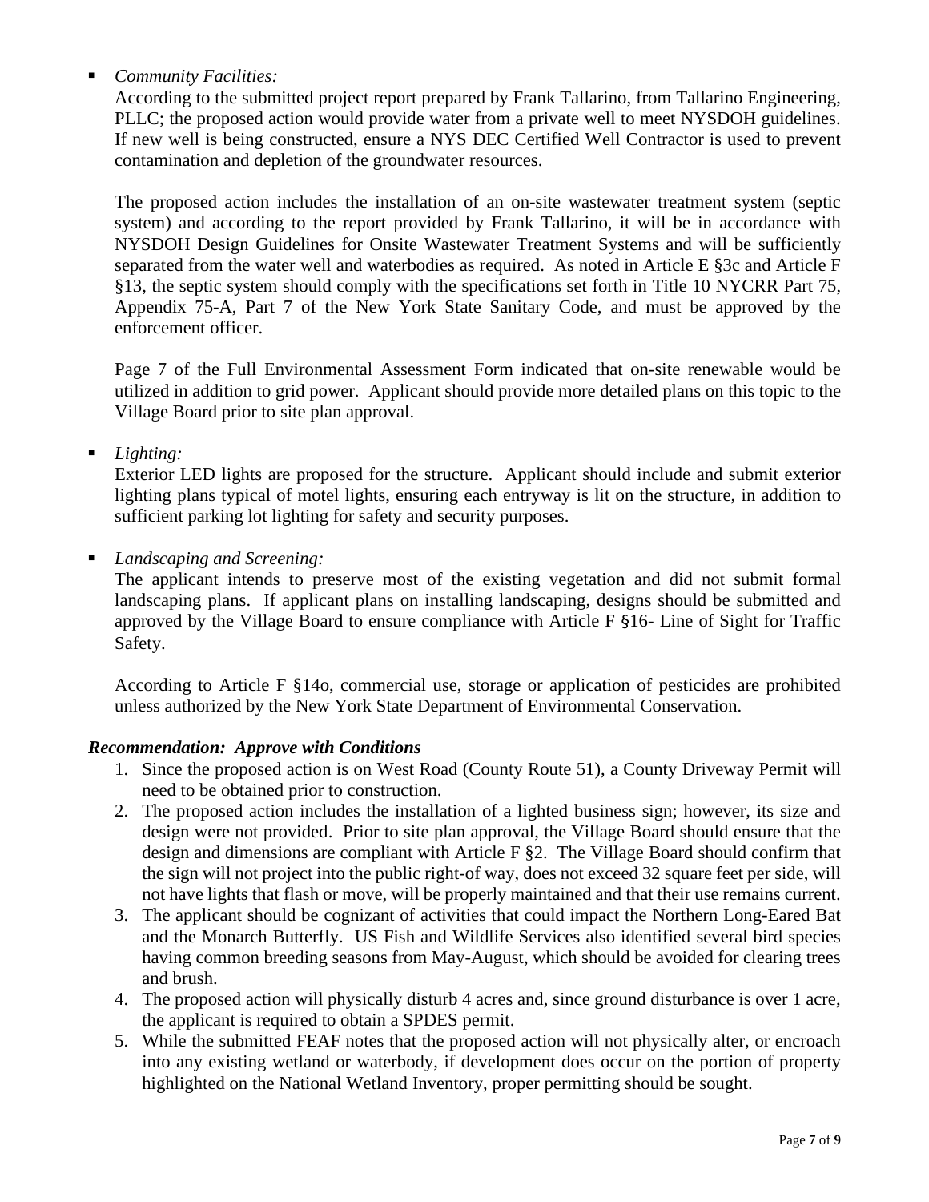- *Community Facilities:*

  According to the submitted project report prepared by Frank Tallarino, from Tallarino Engineering, PLLC; the proposed action would provide water from a private well to meet NYSDOH guidelines. If new well is being constructed, ensure a NYS DEC Certified Well Contractor is used to prevent contamination and depletion of the groundwater resources.

  The proposed action includes the installation of an on-site wastewater treatment system (septic system) and according to the report provided by Frank Tallarino, it will be in accordance with NYSDOH Design Guidelines for Onsite Wastewater Treatment Systems and will be sufficiently separated from the water well and waterbodies as required. As noted in Article E §3c and Article F §13, the septic system should comply with the specifications set forth in Title 10 NYCRR Part 75, Appendix 75-A, Part 7 of the New York State Sanitary Code, and must be approved by the enforcement officer.

  Page 7 of the Full Environmental Assessment Form indicated that on-site renewable would be utilized in addition to grid power. Applicant should provide more detailed plans on this topic to the Village Board prior to site plan approval.

- *Lighting:*

  Exterior LED lights are proposed for the structure. Applicant should include and submit exterior lighting plans typical of motel lights, ensuring each entryway is lit on the structure, in addition to sufficient parking lot lighting for safety and security purposes.

- *Landscaping and Screening:*

  The applicant intends to preserve most of the existing vegetation and did not submit formal landscaping plans. If applicant plans on installing landscaping, designs should be submitted and approved by the Village Board to ensure compliance with Article F §16- Line of Sight for Traffic Safety.

  According to Article F §14o, commercial use, storage or application of pesticides are prohibited unless authorized by the New York State Department of Environmental Conservation.

***Recommendation: Approve with Conditions***

1. Since the proposed action is on West Road (County Route 51), a County Driveway Permit will need to be obtained prior to construction.
2. The proposed action includes the installation of a lighted business sign; however, its size and design were not provided. Prior to site plan approval, the Village Board should ensure that the design and dimensions are compliant with Article F §2. The Village Board should confirm that the sign will not project into the public right-of way, does not exceed 32 square feet per side, will not have lights that flash or move, will be properly maintained and that their use remains current.
3. The applicant should be cognizant of activities that could impact the Northern Long-Eared Bat and the Monarch Butterfly. US Fish and Wildlife Services also identified several bird species having common breeding seasons from May-August, which should be avoided for clearing trees and brush.
4. The proposed action will physically disturb 4 acres and, since ground disturbance is over 1 acre, the applicant is required to obtain a SPDES permit.
5. While the submitted FEAF notes that the proposed action will not physically alter, or encroach into any existing wetland or waterbody, if development does occur on the portion of property highlighted on the National Wetland Inventory, proper permitting should be sought.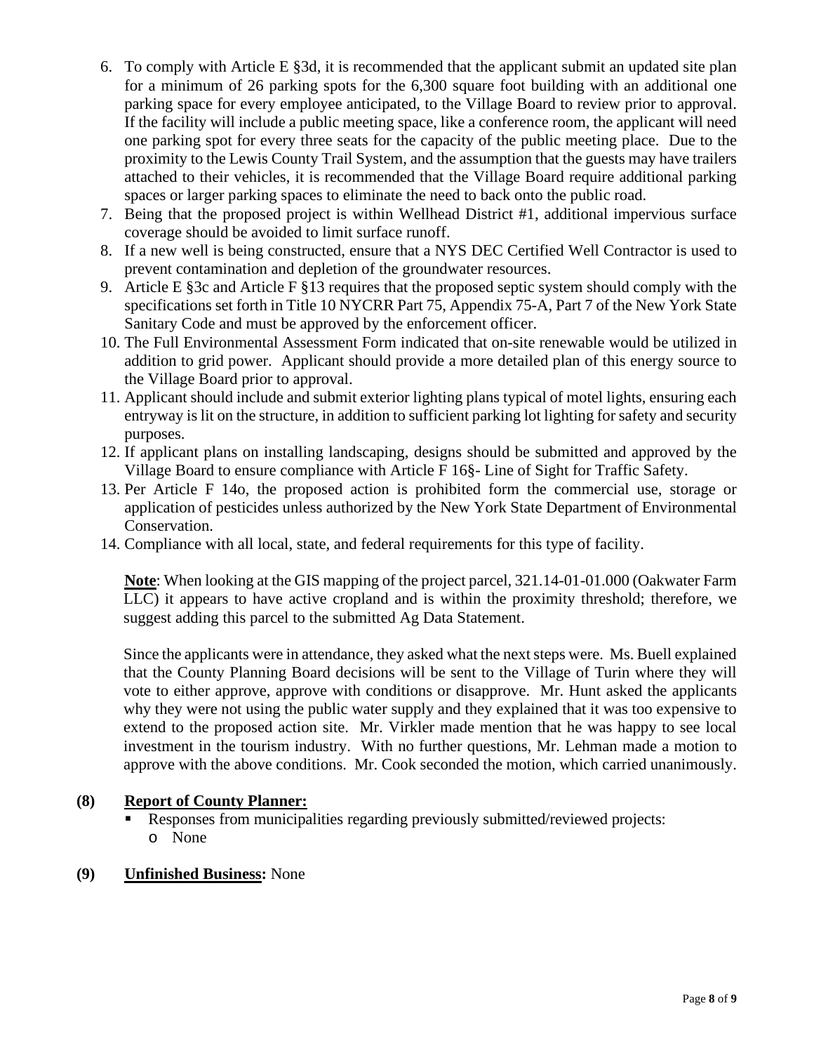6. To comply with Article E §3d, it is recommended that the applicant submit an updated site plan for a minimum of 26 parking spots for the 6,300 square foot building with an additional one parking space for every employee anticipated, to the Village Board to review prior to approval. If the facility will include a public meeting space, like a conference room, the applicant will need one parking spot for every three seats for the capacity of the public meeting place. Due to the proximity to the Lewis County Trail System, and the assumption that the guests may have trailers attached to their vehicles, it is recommended that the Village Board require additional parking spaces or larger parking spaces to eliminate the need to back onto the public road.
7. Being that the proposed project is within Wellhead District #1, additional impervious surface coverage should be avoided to limit surface runoff.
8. If a new well is being constructed, ensure that a NYS DEC Certified Well Contractor is used to prevent contamination and depletion of the groundwater resources.
9. Article E §3c and Article F §13 requires that the proposed septic system should comply with the specifications set forth in Title 10 NYCRR Part 75, Appendix 75-A, Part 7 of the New York State Sanitary Code and must be approved by the enforcement officer.
10. The Full Environmental Assessment Form indicated that on-site renewable would be utilized in addition to grid power. Applicant should provide a more detailed plan of this energy source to the Village Board prior to approval.
11. Applicant should include and submit exterior lighting plans typical of motel lights, ensuring each entryway is lit on the structure, in addition to sufficient parking lot lighting for safety and security purposes.
12. If applicant plans on installing landscaping, designs should be submitted and approved by the Village Board to ensure compliance with Article F 16§- Line of Sight for Traffic Safety.
13. Per Article F 14o, the proposed action is prohibited form the commercial use, storage or application of pesticides unless authorized by the New York State Department of Environmental Conservation.
14. Compliance with all local, state, and federal requirements for this type of facility.

**Note**: When looking at the GIS mapping of the project parcel, 321.14-01-01.000 (Oakwater Farm LLC) it appears to have active cropland and is within the proximity threshold; therefore, we suggest adding this parcel to the submitted Ag Data Statement.

Since the applicants were in attendance, they asked what the next steps were. Ms. Buell explained that the County Planning Board decisions will be sent to the Village of Turin where they will vote to either approve, approve with conditions or disapprove. Mr. Hunt asked the applicants why they were not using the public water supply and they explained that it was too expensive to extend to the proposed action site. Mr. Virkler made mention that he was happy to see local investment in the tourism industry. With no further questions, Mr. Lehman made a motion to approve with the above conditions. Mr. Cook seconded the motion, which carried unanimously.

**(8) Report of County Planner:**

- Responses from municipalities regarding previously submitted/reviewed projects:
  - None

**(9) Unfinished Business:** None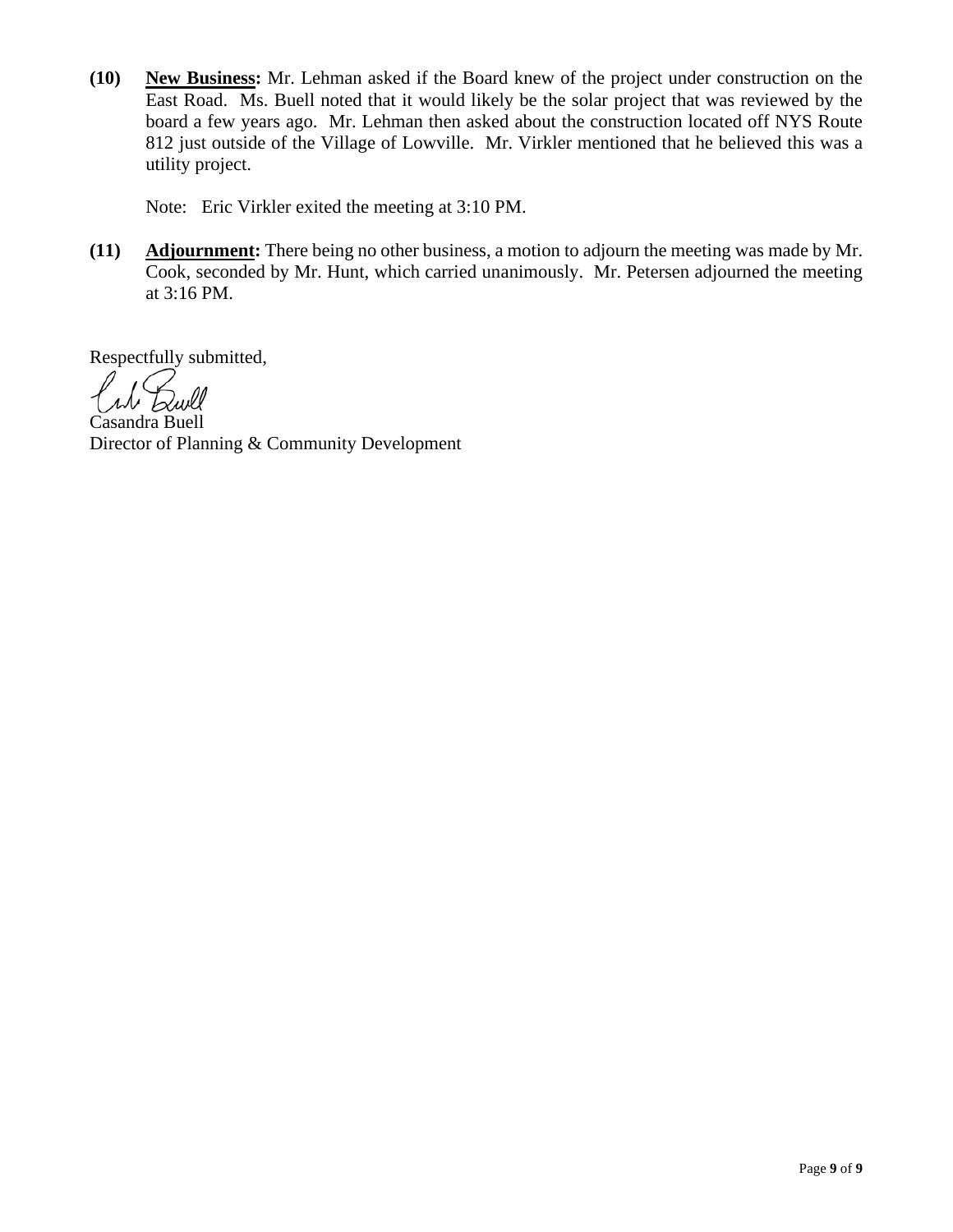**(10)** **New Business:** Mr. Lehman asked if the Board knew of the project under construction on the East Road. Ms. Buell noted that it would likely be the solar project that was reviewed by the board a few years ago. Mr. Lehman then asked about the construction located off NYS Route 812 just outside of the Village of Lowville. Mr. Virkler mentioned that he believed this was a utility project.

Note: Eric Virkler exited the meeting at 3:10 PM.

**(11)** **Adjournment:** There being no other business, a motion to adjourn the meeting was made by Mr. Cook, seconded by Mr. Hunt, which carried unanimously. Mr. Petersen adjourned the meeting at 3:16 PM.

Respectfully submitted,

Casandra Buell
Director of Planning & Community Development